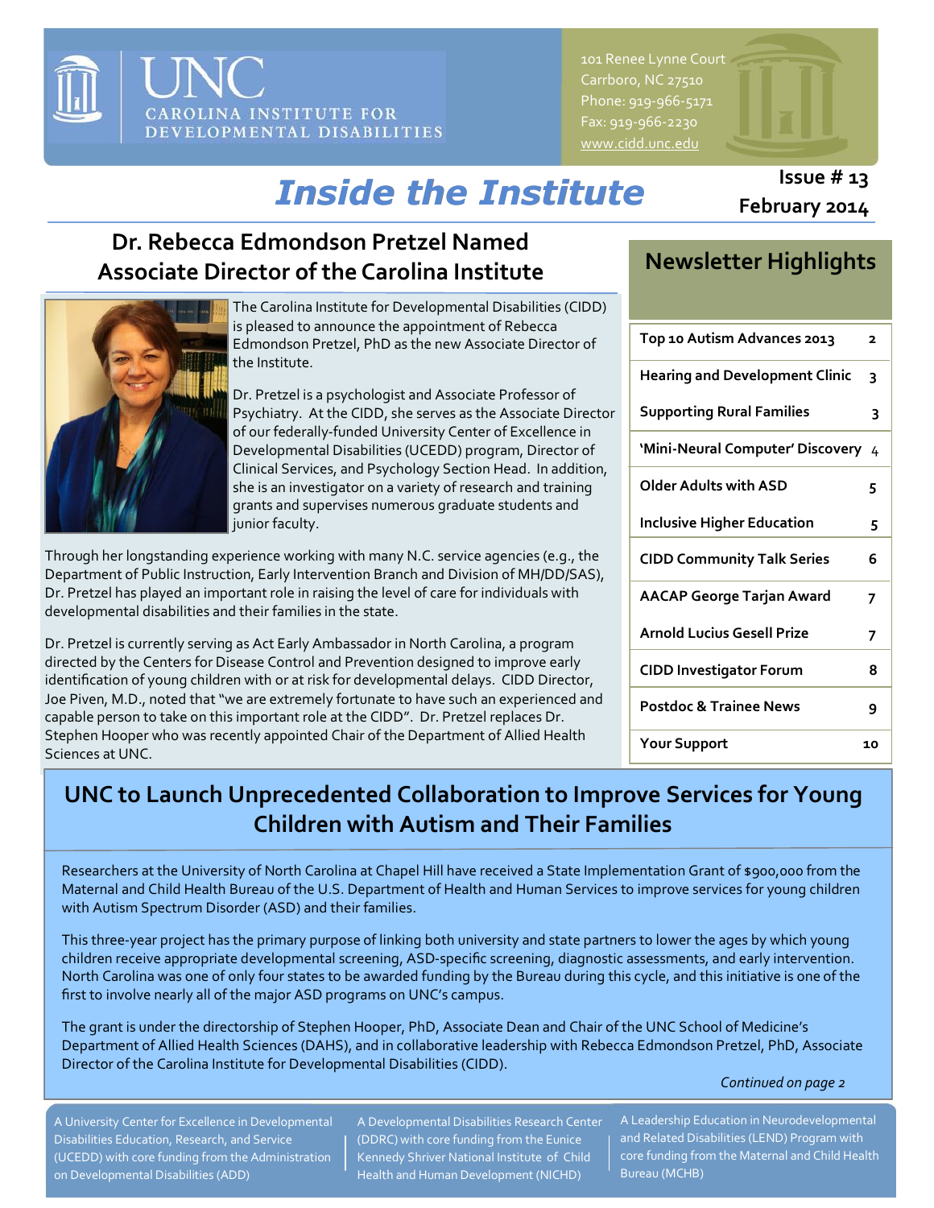UNC CAROLINA INSTITUTE FOR DEVELOPMENTAL DISABILITIES

101 Renee Lynne Court
Carrboro, NC 27510
Phone: 919-966-5171
Fax: 919-966-2230
www.cidd.unc.edu

# Inside the Institute

**Issue # 13**
**February 2014**

## Dr. Rebecca Edmondson Pretzel Named Associate Director of the Carolina Institute

The Carolina Institute for Developmental Disabilities (CIDD) is pleased to announce the appointment of Rebecca Edmondson Pretzel, PhD as the new Associate Director of the Institute.

Dr. Pretzel is a psychologist and Associate Professor of Psychiatry. At the CIDD, she serves as the Associate Director of our federally-funded University Center of Excellence in Developmental Disabilities (UCEDD) program, Director of Clinical Services, and Psychology Section Head. In addition, she is an investigator on a variety of research and training grants and supervises numerous graduate students and junior faculty.

Through her longstanding experience working with many N.C. service agencies (e.g., the Department of Public Instruction, Early Intervention Branch and Division of MH/DD/SAS), Dr. Pretzel has played an important role in raising the level of care for individuals with developmental disabilities and their families in the state.

Dr. Pretzel is currently serving as Act Early Ambassador in North Carolina, a program directed by the Centers for Disease Control and Prevention designed to improve early identification of young children with or at risk for developmental delays. CIDD Director, Joe Piven, M.D., noted that "we are extremely fortunate to have such an experienced and capable person to take on this important role at the CIDD". Dr. Pretzel replaces Dr. Stephen Hooper who was recently appointed Chair of the Department of Allied Health Sciences at UNC.

## Newsletter Highlights

| | |
|---|---|
| Top 10 Autism Advances 2013 | 2 |
| Hearing and Development Clinic | 3 |
| Supporting Rural Families | 3 |
| 'Mini-Neural Computer' Discovery | 4 |
| Older Adults with ASD | 5 |
| Inclusive Higher Education | 5 |
| CIDD Community Talk Series | 6 |
| AACAP George Tarjan Award | 7 |
| Arnold Lucius Gesell Prize | 7 |
| CIDD Investigator Forum | 8 |
| Postdoc & Trainee News | 9 |
| Your Support | 10 |

## UNC to Launch Unprecedented Collaboration to Improve Services for Young Children with Autism and Their Families

Researchers at the University of North Carolina at Chapel Hill have received a State Implementation Grant of $900,000 from the Maternal and Child Health Bureau of the U.S. Department of Health and Human Services to improve services for young children with Autism Spectrum Disorder (ASD) and their families.

This three-year project has the primary purpose of linking both university and state partners to lower the ages by which young children receive appropriate developmental screening, ASD-specific screening, diagnostic assessments, and early intervention. North Carolina was one of only four states to be awarded funding by the Bureau during this cycle, and this initiative is one of the first to involve nearly all of the major ASD programs on UNC's campus.

The grant is under the directorship of Stephen Hooper, PhD, Associate Dean and Chair of the UNC School of Medicine's Department of Allied Health Sciences (DAHS), and in collaborative leadership with Rebecca Edmondson Pretzel, PhD, Associate Director of the Carolina Institute for Developmental Disabilities (CIDD).

*Continued on page 2*

A University Center for Excellence in Developmental Disabilities Education, Research, and Service (UCEDD) with core funding from the Administration on Developmental Disabilities (ADD)

A Developmental Disabilities Research Center (DDRC) with core funding from the Eunice Kennedy Shriver National Institute of Child Health and Human Development (NICHD)

A Leadership Education in Neurodevelopmental and Related Disabilities (LEND) Program with core funding from the Maternal and Child Health Bureau (MCHB)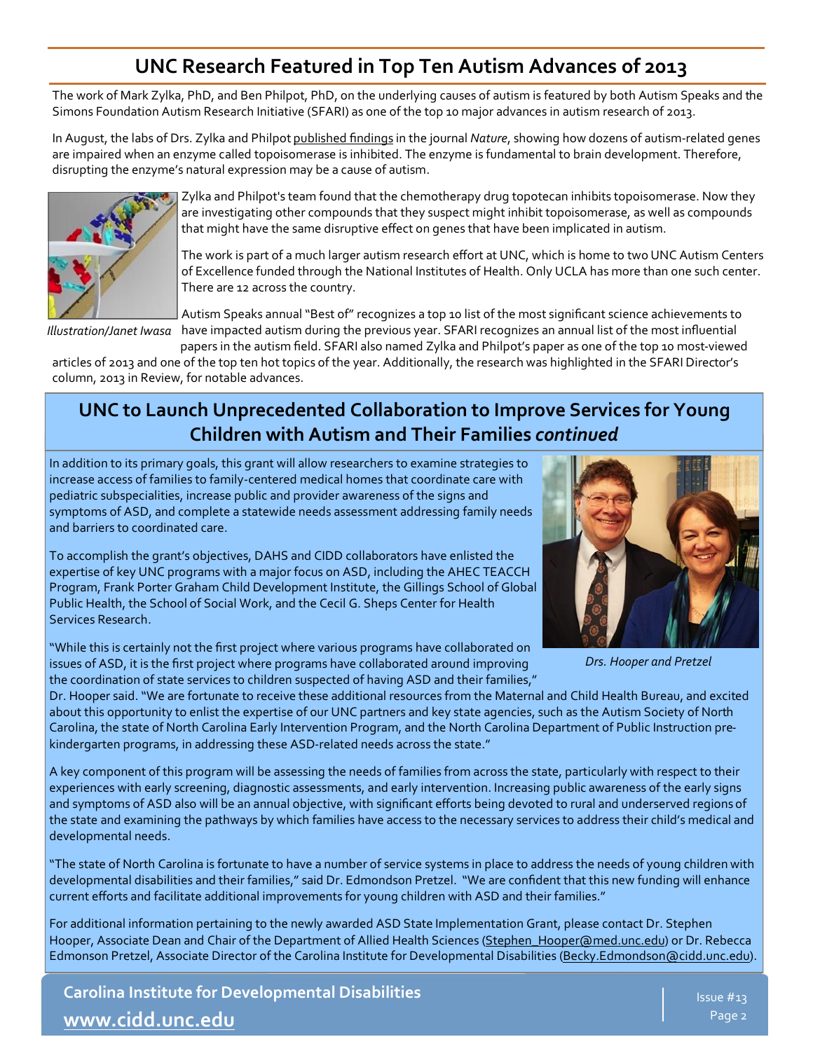## UNC Research Featured in Top Ten Autism Advances of 2013

The work of Mark Zylka, PhD, and Ben Philpot, PhD, on the underlying causes of autism is featured by both Autism Speaks and the Simons Foundation Autism Research Initiative (SFARI) as one of the top 10 major advances in autism research of 2013.

In August, the labs of Drs. Zylka and Philpot published findings in the journal *Nature*, showing how dozens of autism-related genes are impaired when an enzyme called topoisomerase is inhibited. The enzyme is fundamental to brain development. Therefore, disrupting the enzyme's natural expression may be a cause of autism.

*Illustration/Janet Iwasa*

Zylka and Philpot's team found that the chemotherapy drug topotecan inhibits topoisomerase. Now they are investigating other compounds that they suspect might inhibit topoisomerase, as well as compounds that might have the same disruptive effect on genes that have been implicated in autism.

The work is part of a much larger autism research effort at UNC, which is home to two UNC Autism Centers of Excellence funded through the National Institutes of Health. Only UCLA has more than one such center. There are 12 across the country.

Autism Speaks annual "Best of" recognizes a top 10 list of the most significant science achievements to have impacted autism during the previous year. SFARI recognizes an annual list of the most influential papers in the autism field. SFARI also named Zylka and Philpot's paper as one of the top 10 most-viewed articles of 2013 and one of the top ten hot topics of the year. Additionally, the research was highlighted in the SFARI Director's column, 2013 in Review, for notable advances.

## UNC to Launch Unprecedented Collaboration to Improve Services for Young Children with Autism and Their Families *continued*

In addition to its primary goals, this grant will allow researchers to examine strategies to increase access of families to family-centered medical homes that coordinate care with pediatric subspecialities, increase public and provider awareness of the signs and symptoms of ASD, and complete a statewide needs assessment addressing family needs and barriers to coordinated care.

To accomplish the grant's objectives, DAHS and CIDD collaborators have enlisted the expertise of key UNC programs with a major focus on ASD, including the AHEC TEACCH Program, Frank Porter Graham Child Development Institute, the Gillings School of Global Public Health, the School of Social Work, and the Cecil G. Sheps Center for Health Services Research.

*Drs. Hooper and Pretzel*

"While this is certainly not the first project where various programs have collaborated on issues of ASD, it is the first project where programs have collaborated around improving the coordination of state services to children suspected of having ASD and their families," Dr. Hooper said. "We are fortunate to receive these additional resources from the Maternal and Child Health Bureau, and excited about this opportunity to enlist the expertise of our UNC partners and key state agencies, such as the Autism Society of North Carolina, the state of North Carolina Early Intervention Program, and the North Carolina Department of Public Instruction pre-kindergarten programs, in addressing these ASD-related needs across the state."

A key component of this program will be assessing the needs of families from across the state, particularly with respect to their experiences with early screening, diagnostic assessments, and early intervention. Increasing public awareness of the early signs and symptoms of ASD also will be an annual objective, with significant efforts being devoted to rural and underserved regions of the state and examining the pathways by which families have access to the necessary services to address their child's medical and developmental needs.

"The state of North Carolina is fortunate to have a number of service systems in place to address the needs of young children with developmental disabilities and their families," said Dr. Edmondson Pretzel. "We are confident that this new funding will enhance current efforts and facilitate additional improvements for young children with ASD and their families."

For additional information pertaining to the newly awarded ASD State Implementation Grant, please contact Dr. Stephen Hooper, Associate Dean and Chair of the Department of Allied Health Sciences (Stephen_Hooper@med.unc.edu) or Dr. Rebecca Edmonson Pretzel, Associate Director of the Carolina Institute for Developmental Disabilities (Becky.Edmondson@cidd.unc.edu).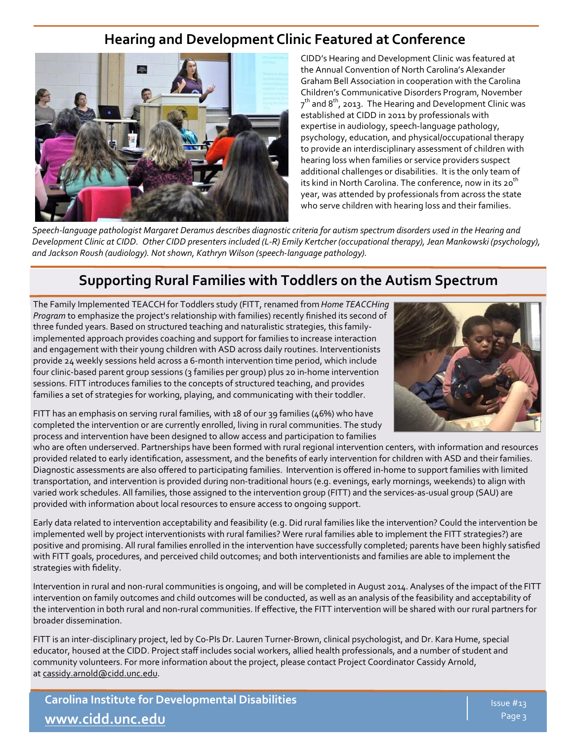## Hearing and Development Clinic Featured at Conference

CIDD's Hearing and Development Clinic was featured at the Annual Convention of North Carolina's Alexander Graham Bell Association in cooperation with the Carolina Children's Communicative Disorders Program, November 7th and 8th, 2013. The Hearing and Development Clinic was established at CIDD in 2011 by professionals with expertise in audiology, speech-language pathology, psychology, education, and physical/occupational therapy to provide an interdisciplinary assessment of children with hearing loss when families or service providers suspect additional challenges or disabilities. It is the only team of its kind in North Carolina. The conference, now in its 20th year, was attended by professionals from across the state who serve children with hearing loss and their families.

*Speech-language pathologist Margaret Deramus describes diagnostic criteria for autism spectrum disorders used in the Hearing and Development Clinic at CIDD. Other CIDD presenters included (L-R) Emily Kertcher (occupational therapy), Jean Mankowski (psychology), and Jackson Roush (audiology). Not shown, Kathryn Wilson (speech-language pathology).*

## Supporting Rural Families with Toddlers on the Autism Spectrum

The Family Implemented TEACCH for Toddlers study (FITT, renamed from *Home TEACCHing Program* to emphasize the project's relationship with families) recently finished its second of three funded years. Based on structured teaching and naturalistic strategies, this family-implemented approach provides coaching and support for families to increase interaction and engagement with their young children with ASD across daily routines. Interventionists provide 24 weekly sessions held across a 6-month intervention time period, which include four clinic-based parent group sessions (3 families per group) plus 20 in-home intervention sessions. FITT introduces families to the concepts of structured teaching, and provides families a set of strategies for working, playing, and communicating with their toddler.

FITT has an emphasis on serving rural families, with 18 of our 39 families (46%) who have completed the intervention or are currently enrolled, living in rural communities. The study process and intervention have been designed to allow access and participation to families who are often underserved. Partnerships have been formed with rural regional intervention centers, with information and resources provided related to early identification, assessment, and the benefits of early intervention for children with ASD and their families. Diagnostic assessments are also offered to participating families. Intervention is offered in-home to support families with limited transportation, and intervention is provided during non-traditional hours (e.g. evenings, early mornings, weekends) to align with varied work schedules. All families, those assigned to the intervention group (FITT) and the services-as-usual group (SAU) are provided with information about local resources to ensure access to ongoing support.

Early data related to intervention acceptability and feasibility (e.g. Did rural families like the intervention? Could the intervention be implemented well by project interventionists with rural families? Were rural families able to implement the FITT strategies?) are positive and promising. All rural families enrolled in the intervention have successfully completed; parents have been highly satisfied with FITT goals, procedures, and perceived child outcomes; and both interventionists and families are able to implement the strategies with fidelity.

Intervention in rural and non-rural communities is ongoing, and will be completed in August 2014. Analyses of the impact of the FITT intervention on family outcomes and child outcomes will be conducted, as well as an analysis of the feasibility and acceptability of the intervention in both rural and non-rural communities. If effective, the FITT intervention will be shared with our rural partners for broader dissemination.

FITT is an inter-disciplinary project, led by Co-PIs Dr. Lauren Turner-Brown, clinical psychologist, and Dr. Kara Hume, special educator, housed at the CIDD. Project staff includes social workers, allied health professionals, and a number of student and community volunteers. For more information about the project, please contact Project Coordinator Cassidy Arnold, at cassidy.arnold@cidd.unc.edu.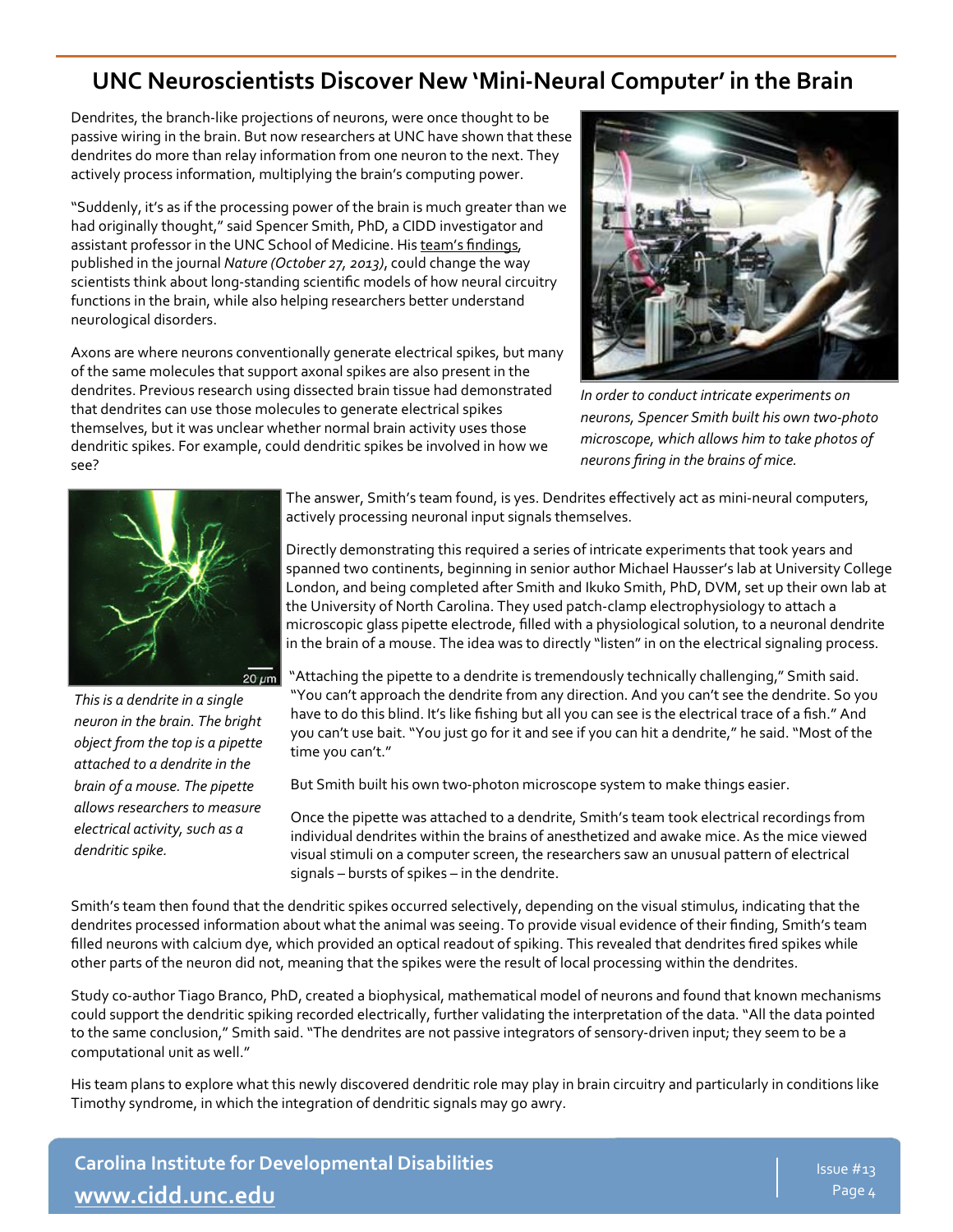# UNC Neuroscientists Discover New 'Mini-Neural Computer' in the Brain

Dendrites, the branch-like projections of neurons, were once thought to be passive wiring in the brain. But now researchers at UNC have shown that these dendrites do more than relay information from one neuron to the next. They actively process information, multiplying the brain's computing power.

"Suddenly, it's as if the processing power of the brain is much greater than we had originally thought," said Spencer Smith, PhD, a CIDD investigator and assistant professor in the UNC School of Medicine. His team's findings, published in the journal *Nature (October 27, 2013)*, could change the way scientists think about long-standing scientific models of how neural circuitry functions in the brain, while also helping researchers better understand neurological disorders.

Axons are where neurons conventionally generate electrical spikes, but many of the same molecules that support axonal spikes are also present in the dendrites. Previous research using dissected brain tissue had demonstrated that dendrites can use those molecules to generate electrical spikes themselves, but it was unclear whether normal brain activity uses those dendritic spikes. For example, could dendritic spikes be involved in how we see?

*In order to conduct intricate experiments on neurons, Spencer Smith built his own two-photo microscope, which allows him to take photos of neurons firing in the brains of mice.*

The answer, Smith's team found, is yes. Dendrites effectively act as mini-neural computers, actively processing neuronal input signals themselves.

Directly demonstrating this required a series of intricate experiments that took years and spanned two continents, beginning in senior author Michael Hausser's lab at University College London, and being completed after Smith and Ikuko Smith, PhD, DVM, set up their own lab at the University of North Carolina. They used patch-clamp electrophysiology to attach a microscopic glass pipette electrode, filled with a physiological solution, to a neuronal dendrite in the brain of a mouse. The idea was to directly "listen" in on the electrical signaling process.

*This is a dendrite in a single neuron in the brain. The bright object from the top is a pipette attached to a dendrite in the brain of a mouse. The pipette allows researchers to measure electrical activity, such as a dendritic spike.*

"Attaching the pipette to a dendrite is tremendously technically challenging," Smith said. "You can't approach the dendrite from any direction. And you can't see the dendrite. So you have to do this blind. It's like fishing but all you can see is the electrical trace of a fish." And you can't use bait. "You just go for it and see if you can hit a dendrite," he said. "Most of the time you can't."

But Smith built his own two-photon microscope system to make things easier.

Once the pipette was attached to a dendrite, Smith's team took electrical recordings from individual dendrites within the brains of anesthetized and awake mice. As the mice viewed visual stimuli on a computer screen, the researchers saw an unusual pattern of electrical signals – bursts of spikes – in the dendrite.

Smith's team then found that the dendritic spikes occurred selectively, depending on the visual stimulus, indicating that the dendrites processed information about what the animal was seeing. To provide visual evidence of their finding, Smith's team filled neurons with calcium dye, which provided an optical readout of spiking. This revealed that dendrites fired spikes while other parts of the neuron did not, meaning that the spikes were the result of local processing within the dendrites.

Study co-author Tiago Branco, PhD, created a biophysical, mathematical model of neurons and found that known mechanisms could support the dendritic spiking recorded electrically, further validating the interpretation of the data. "All the data pointed to the same conclusion," Smith said. "The dendrites are not passive integrators of sensory-driven input; they seem to be a computational unit as well."

His team plans to explore what this newly discovered dendritic role may play in brain circuitry and particularly in conditions like Timothy syndrome, in which the integration of dendritic signals may go awry.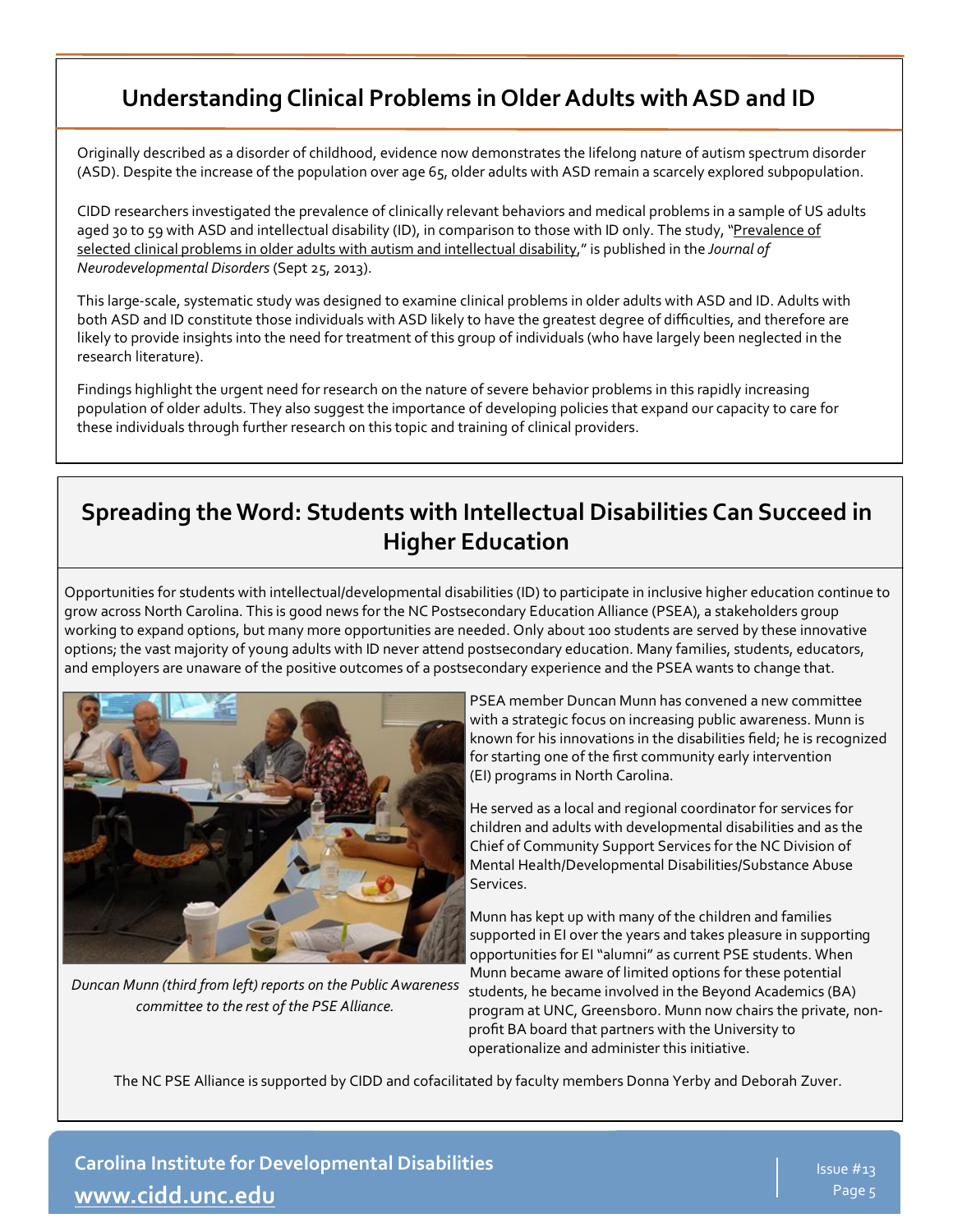## Understanding Clinical Problems in Older Adults with ASD and ID

Originally described as a disorder of childhood, evidence now demonstrates the lifelong nature of autism spectrum disorder (ASD). Despite the increase of the population over age 65, older adults with ASD remain a scarcely explored subpopulation.

CIDD researchers investigated the prevalence of clinically relevant behaviors and medical problems in a sample of US adults aged 30 to 59 with ASD and intellectual disability (ID), in comparison to those with ID only. The study, "Prevalence of selected clinical problems in older adults with autism and intellectual disability," is published in the *Journal of Neurodevelopmental Disorders* (Sept 25, 2013).

This large-scale, systematic study was designed to examine clinical problems in older adults with ASD and ID. Adults with both ASD and ID constitute those individuals with ASD likely to have the greatest degree of difficulties, and therefore are likely to provide insights into the need for treatment of this group of individuals (who have largely been neglected in the research literature).

Findings highlight the urgent need for research on the nature of severe behavior problems in this rapidly increasing population of older adults. They also suggest the importance of developing policies that expand our capacity to care for these individuals through further research on this topic and training of clinical providers.

## Spreading the Word: Students with Intellectual Disabilities Can Succeed in Higher Education

Opportunities for students with intellectual/developmental disabilities (ID) to participate in inclusive higher education continue to grow across North Carolina. This is good news for the NC Postsecondary Education Alliance (PSEA), a stakeholders group working to expand options, but many more opportunities are needed. Only about 100 students are served by these innovative options; the vast majority of young adults with ID never attend postsecondary education. Many families, students, educators, and employers are unaware of the positive outcomes of a postsecondary experience and the PSEA wants to change that.

*Duncan Munn (third from left) reports on the Public Awareness committee to the rest of the PSE Alliance.*

PSEA member Duncan Munn has convened a new committee with a strategic focus on increasing public awareness. Munn is known for his innovations in the disabilities field; he is recognized for starting one of the first community early intervention (EI) programs in North Carolina.

He served as a local and regional coordinator for services for children and adults with developmental disabilities and as the Chief of Community Support Services for the NC Division of Mental Health/Developmental Disabilities/Substance Abuse Services.

Munn has kept up with many of the children and families supported in EI over the years and takes pleasure in supporting opportunities for EI "alumni" as current PSE students. When Munn became aware of limited options for these potential students, he became involved in the Beyond Academics (BA) program at UNC, Greensboro. Munn now chairs the private, non-profit BA board that partners with the University to operationalize and administer this initiative.

The NC PSE Alliance is supported by CIDD and cofacilitated by faculty members Donna Yerby and Deborah Zuver.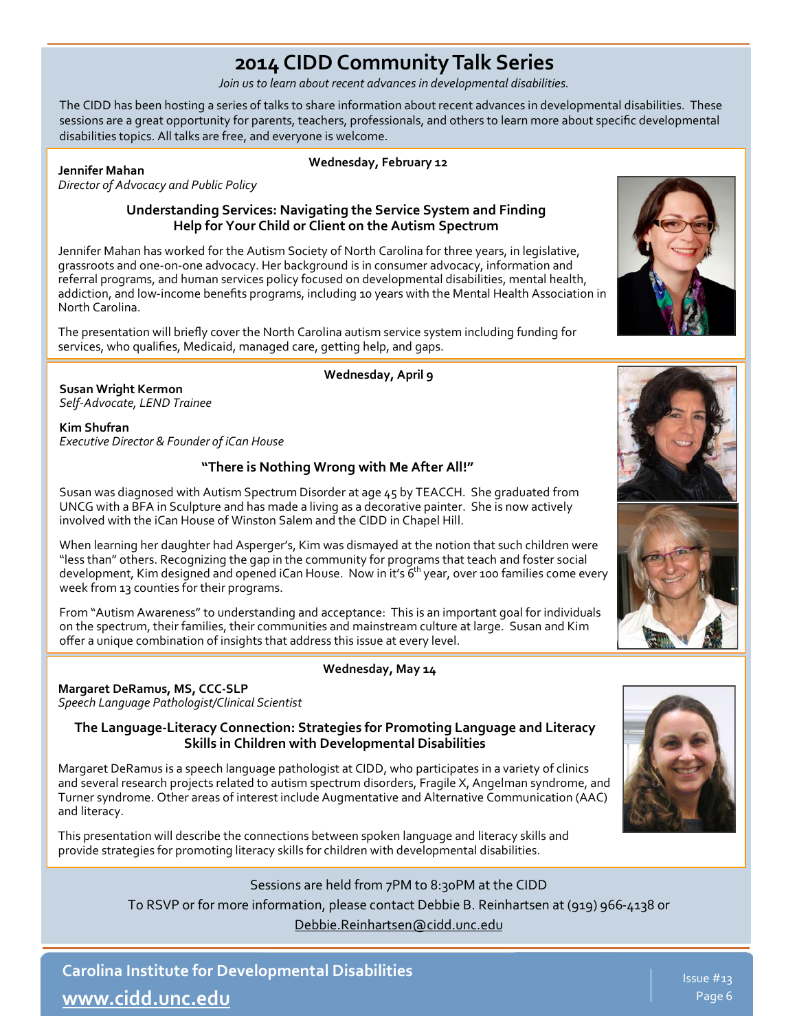# 2014 CIDD Community Talk Series

*Join us to learn about recent advances in developmental disabilities.*

The CIDD has been hosting a series of talks to share information about recent advances in developmental disabilities. These sessions are a great opportunity for parents, teachers, professionals, and others to learn more about specific developmental disabilities topics. All talks are free, and everyone is welcome.

**Wednesday, February 12**

**Jennifer Mahan**
*Director of Advocacy and Public Policy*

### Understanding Services: Navigating the Service System and Finding Help for Your Child or Client on the Autism Spectrum

Jennifer Mahan has worked for the Autism Society of North Carolina for three years, in legislative, grassroots and one-on-one advocacy. Her background is in consumer advocacy, information and referral programs, and human services policy focused on developmental disabilities, mental health, addiction, and low-income benefits programs, including 10 years with the Mental Health Association in North Carolina.

The presentation will briefly cover the North Carolina autism service system including funding for services, who qualifies, Medicaid, managed care, getting help, and gaps.

**Wednesday, April 9**

**Susan Wright Kermon**
*Self-Advocate, LEND Trainee*

**Kim Shufran**
*Executive Director & Founder of iCan House*

### "There is Nothing Wrong with Me After All!"

Susan was diagnosed with Autism Spectrum Disorder at age 45 by TEACCH. She graduated from UNCG with a BFA in Sculpture and has made a living as a decorative painter. She is now actively involved with the iCan House of Winston Salem and the CIDD in Chapel Hill.

When learning her daughter had Asperger's, Kim was dismayed at the notion that such children were "less than" others. Recognizing the gap in the community for programs that teach and foster social development, Kim designed and opened iCan House. Now in it's 6th year, over 100 families come every week from 13 counties for their programs.

From "Autism Awareness" to understanding and acceptance: This is an important goal for individuals on the spectrum, their families, their communities and mainstream culture at large. Susan and Kim offer a unique combination of insights that address this issue at every level.

**Wednesday, May 14**

**Margaret DeRamus, MS, CCC-SLP**
*Speech Language Pathologist/Clinical Scientist*

### The Language-Literacy Connection: Strategies for Promoting Language and Literacy Skills in Children with Developmental Disabilities

Margaret DeRamus is a speech language pathologist at CIDD, who participates in a variety of clinics and several research projects related to autism spectrum disorders, Fragile X, Angelman syndrome, and Turner syndrome. Other areas of interest include Augmentative and Alternative Communication (AAC) and literacy.

This presentation will describe the connections between spoken language and literacy skills and provide strategies for promoting literacy skills for children with developmental disabilities.

Sessions are held from 7PM to 8:30PM at the CIDD

To RSVP or for more information, please contact Debbie B. Reinhartsen at (919) 966-4138 or Debbie.Reinhartsen@cidd.unc.edu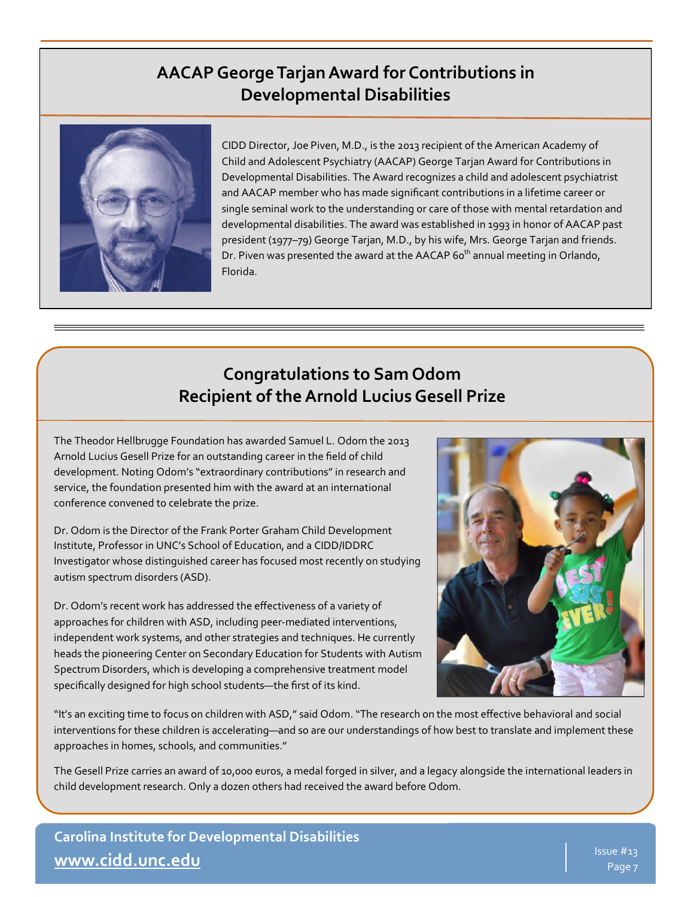## AACAP George Tarjan Award for Contributions in Developmental Disabilities

CIDD Director, Joe Piven, M.D., is the 2013 recipient of the American Academy of Child and Adolescent Psychiatry (AACAP) George Tarjan Award for Contributions in Developmental Disabilities. The Award recognizes a child and adolescent psychiatrist and AACAP member who has made significant contributions in a lifetime career or single seminal work to the understanding or care of those with mental retardation and developmental disabilities. The award was established in 1993 in honor of AACAP past president (1977–79) George Tarjan, M.D., by his wife, Mrs. George Tarjan and friends. Dr. Piven was presented the award at the AACAP 60th annual meeting in Orlando, Florida.

## Congratulations to Sam Odom Recipient of the Arnold Lucius Gesell Prize

The Theodor Hellbrugge Foundation has awarded Samuel L. Odom the 2013 Arnold Lucius Gesell Prize for an outstanding career in the field of child development. Noting Odom's "extraordinary contributions" in research and service, the foundation presented him with the award at an international conference convened to celebrate the prize.

Dr. Odom is the Director of the Frank Porter Graham Child Development Institute, Professor in UNC's School of Education, and a CIDD/IDDRC Investigator whose distinguished career has focused most recently on studying autism spectrum disorders (ASD).

Dr. Odom's recent work has addressed the effectiveness of a variety of approaches for children with ASD, including peer-mediated interventions, independent work systems, and other strategies and techniques. He currently heads the pioneering Center on Secondary Education for Students with Autism Spectrum Disorders, which is developing a comprehensive treatment model specifically designed for high school students—the first of its kind.

"It's an exciting time to focus on children with ASD," said Odom. "The research on the most effective behavioral and social interventions for these children is accelerating—and so are our understandings of how best to translate and implement these approaches in homes, schools, and communities."

The Gesell Prize carries an award of 10,000 euros, a medal forged in silver, and a legacy alongside the international leaders in child development research. Only a dozen others had received the award before Odom.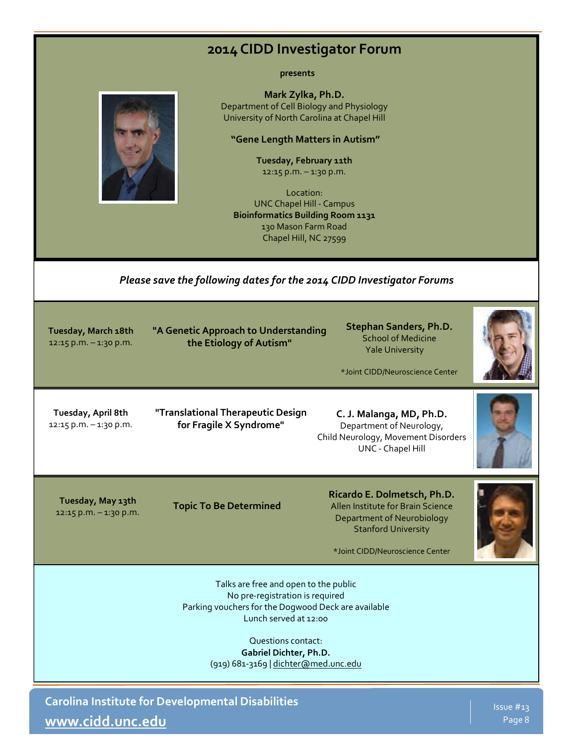# 2014 CIDD Investigator Forum

**presents**

**Mark Zylka, Ph.D.**
Department of Cell Biology and Physiology
University of North Carolina at Chapel Hill

**"Gene Length Matters in Autism"**

**Tuesday, February 11th**
12:15 p.m. – 1:30 p.m.

Location:
UNC Chapel Hill - Campus
**Bioinformatics Building Room 1131**
130 Mason Farm Road
Chapel Hill, NC 27599

*Please save the following dates for the 2014 CIDD Investigator Forums*

**Tuesday, March 18th**
12:15 p.m. – 1:30 p.m.

**"A Genetic Approach to Understanding the Etiology of Autism"**

**Stephan Sanders, Ph.D.**
School of Medicine
Yale University

*Joint CIDD/Neuroscience Center

**Tuesday, April 8th**
12:15 p.m. – 1:30 p.m.

**"Translational Therapeutic Design for Fragile X Syndrome"**

**C. J. Malanga, MD, Ph.D.**
Department of Neurology,
Child Neurology, Movement Disorders
UNC - Chapel Hill

**Tuesday, May 13th**
12:15 p.m. – 1:30 p.m.

**Topic To Be Determined**

**Ricardo E. Dolmetsch, Ph.D.**
Allen Institute for Brain Science
Department of Neurobiology
Stanford University

*Joint CIDD/Neuroscience Center

Talks are free and open to the public
No pre-registration is required
Parking vouchers for the Dogwood Deck are available
Lunch served at 12:00

Questions contact:
**Gabriel Dichter, Ph.D.**
(919) 681-3169 | dichter@med.unc.edu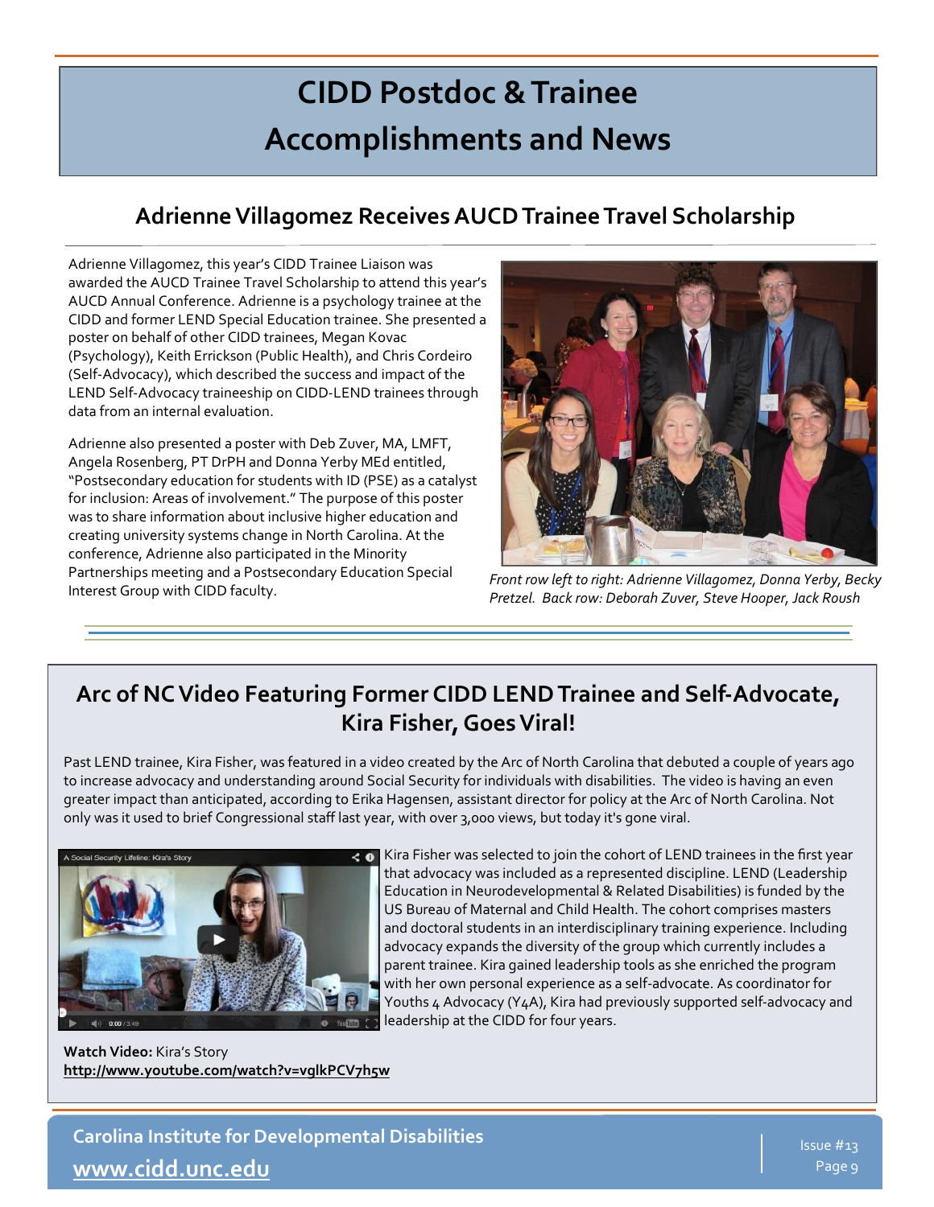# CIDD Postdoc & Trainee Accomplishments and News

## Adrienne Villagomez Receives AUCD Trainee Travel Scholarship

Adrienne Villagomez, this year's CIDD Trainee Liaison was awarded the AUCD Trainee Travel Scholarship to attend this year's AUCD Annual Conference. Adrienne is a psychology trainee at the CIDD and former LEND Special Education trainee. She presented a poster on behalf of other CIDD trainees, Megan Kovac (Psychology), Keith Errickson (Public Health), and Chris Cordeiro (Self-Advocacy), which described the success and impact of the LEND Self-Advocacy traineeship on CIDD-LEND trainees through data from an internal evaluation.

Adrienne also presented a poster with Deb Zuver, MA, LMFT, Angela Rosenberg, PT DrPH and Donna Yerby MEd entitled, "Postsecondary education for students with ID (PSE) as a catalyst for inclusion: Areas of involvement." The purpose of this poster was to share information about inclusive higher education and creating university systems change in North Carolina. At the conference, Adrienne also participated in the Minority Partnerships meeting and a Postsecondary Education Special Interest Group with CIDD faculty.

*Front row left to right: Adrienne Villagomez, Donna Yerby, Becky Pretzel. Back row: Deborah Zuver, Steve Hooper, Jack Roush*

## Arc of NC Video Featuring Former CIDD LEND Trainee and Self-Advocate, Kira Fisher, Goes Viral!

Past LEND trainee, Kira Fisher, was featured in a video created by the Arc of North Carolina that debuted a couple of years ago to increase advocacy and understanding around Social Security for individuals with disabilities. The video is having an even greater impact than anticipated, according to Erika Hagensen, assistant director for policy at the Arc of North Carolina. Not only was it used to brief Congressional staff last year, with over 3,000 views, but today it's gone viral.

Kira Fisher was selected to join the cohort of LEND trainees in the first year that advocacy was included as a represented discipline. LEND (Leadership Education in Neurodevelopmental & Related Disabilities) is funded by the US Bureau of Maternal and Child Health. The cohort comprises masters and doctoral students in an interdisciplinary training experience. Including advocacy expands the diversity of the group which currently includes a parent trainee. Kira gained leadership tools as she enriched the program with her own personal experience as a self-advocate. As coordinator for Youths 4 Advocacy (Y4A), Kira had previously supported self-advocacy and leadership at the CIDD for four years.

**Watch Video:** Kira's Story
**http://www.youtube.com/watch?v=vglkPCV7h5w**

Carolina Institute for Developmental Disabilities
www.cidd.unc.edu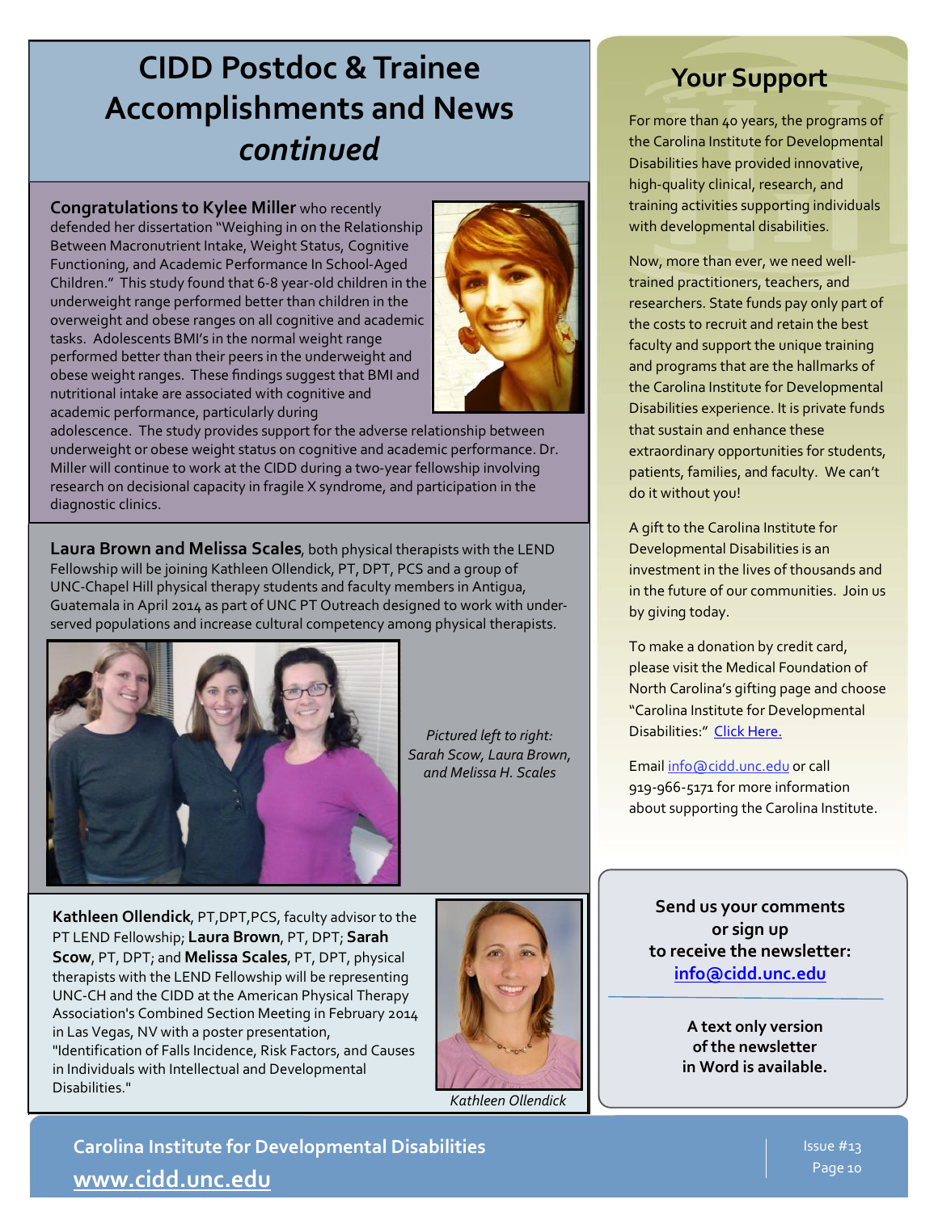# CIDD Postdoc & Trainee Accomplishments and News *continued*

**Congratulations to Kylee Miller** who recently defended her dissertation "Weighing in on the Relationship Between Macronutrient Intake, Weight Status, Cognitive Functioning, and Academic Performance In School-Aged Children." This study found that 6-8 year-old children in the underweight range performed better than children in the overweight and obese ranges on all cognitive and academic tasks. Adolescents BMI's in the normal weight range performed better than their peers in the underweight and obese weight ranges. These findings suggest that BMI and nutritional intake are associated with cognitive and academic performance, particularly during adolescence. The study provides support for the adverse relationship between underweight or obese weight status on cognitive and academic performance. Dr. Miller will continue to work at the CIDD during a two-year fellowship involving research on decisional capacity in fragile X syndrome, and participation in the diagnostic clinics.

**Laura Brown and Melissa Scales**, both physical therapists with the LEND Fellowship will be joining Kathleen Ollendick, PT, DPT, PCS and a group of UNC-Chapel Hill physical therapy students and faculty members in Antigua, Guatemala in April 2014 as part of UNC PT Outreach designed to work with under-served populations and increase cultural competency among physical therapists.

*Pictured left to right: Sarah Scow, Laura Brown, and Melissa H. Scales*

**Kathleen Ollendick**, PT,DPT,PCS, faculty advisor to the PT LEND Fellowship; **Laura Brown**, PT, DPT; **Sarah Scow**, PT, DPT; and **Melissa Scales**, PT, DPT, physical therapists with the LEND Fellowship will be representing UNC-CH and the CIDD at the American Physical Therapy Association's Combined Section Meeting in February 2014 in Las Vegas, NV with a poster presentation, "Identification of Falls Incidence, Risk Factors, and Causes in Individuals with Intellectual and Developmental Disabilities."

*Kathleen Ollendick*

## Your Support

For more than 40 years, the programs of the Carolina Institute for Developmental Disabilities have provided innovative, high-quality clinical, research, and training activities supporting individuals with developmental disabilities.

Now, more than ever, we need well-trained practitioners, teachers, and researchers. State funds pay only part of the costs to recruit and retain the best faculty and support the unique training and programs that are the hallmarks of the Carolina Institute for Developmental Disabilities experience. It is private funds that sustain and enhance these extraordinary opportunities for students, patients, families, and faculty. We can't do it without you!

A gift to the Carolina Institute for Developmental Disabilities is an investment in the lives of thousands and in the future of our communities. Join us by giving today.

To make a donation by credit card, please visit the Medical Foundation of North Carolina's gifting page and choose "Carolina Institute for Developmental Disabilities:" Click Here.

Email info@cidd.unc.edu or call 919-966-5171 for more information about supporting the Carolina Institute.

**Send us your comments or sign up to receive the newsletter: info@cidd.unc.edu**

**A text only version of the newsletter in Word is available.**

**Carolina Institute for Developmental Disabilities**
**www.cidd.unc.edu**